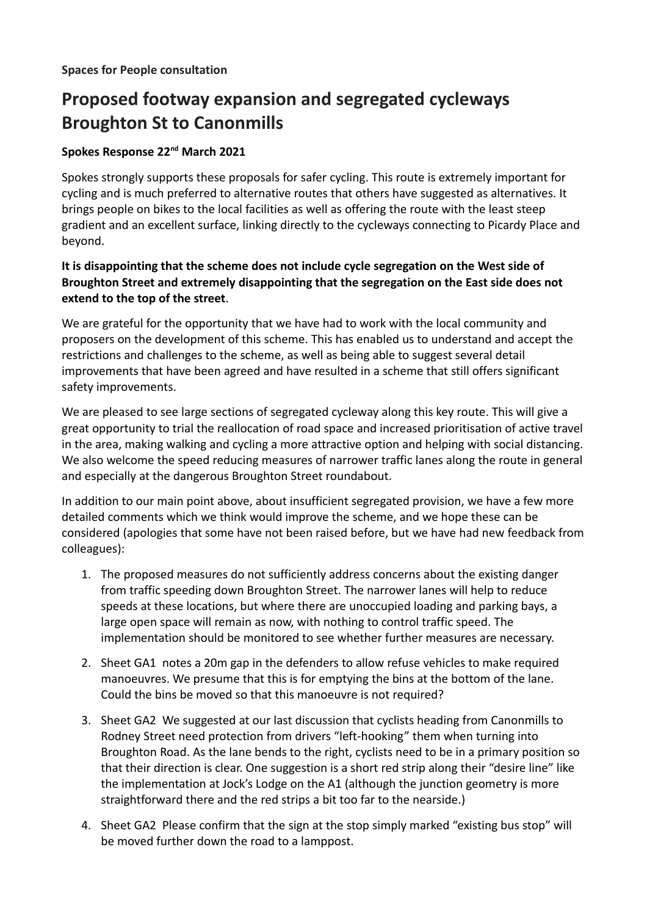**Spaces for People consultation**

# Proposed footway expansion and segregated cycleways Broughton St to Canonmills

**Spokes Response 22nd March 2021**

Spokes strongly supports these proposals for safer cycling. This route is extremely important for cycling and is much preferred to alternative routes that others have suggested as alternatives. It brings people on bikes to the local facilities as well as offering the route with the least steep gradient and an excellent surface, linking directly to the cycleways connecting to Picardy Place and beyond.

**It is disappointing that the scheme does not include cycle segregation on the West side of Broughton Street and extremely disappointing that the segregation on the East side does not extend to the top of the street**.

We are grateful for the opportunity that we have had to work with the local community and proposers on the development of this scheme. This has enabled us to understand and accept the restrictions and challenges to the scheme, as well as being able to suggest several detail improvements that have been agreed and have resulted in a scheme that still offers significant safety improvements.

We are pleased to see large sections of segregated cycleway along this key route. This will give a great opportunity to trial the reallocation of road space and increased prioritisation of active travel in the area, making walking and cycling a more attractive option and helping with social distancing. We also welcome the speed reducing measures of narrower traffic lanes along the route in general and especially at the dangerous Broughton Street roundabout.

In addition to our main point above, about insufficient segregated provision, we have a few more detailed comments which we think would improve the scheme, and we hope these can be considered (apologies that some have not been raised before, but we have had new feedback from colleagues):

1. The proposed measures do not sufficiently address concerns about the existing danger from traffic speeding down Broughton Street. The narrower lanes will help to reduce speeds at these locations, but where there are unoccupied loading and parking bays, a large open space will remain as now, with nothing to control traffic speed. The implementation should be monitored to see whether further measures are necessary.
2. Sheet GA1 notes a 20m gap in the defenders to allow refuse vehicles to make required manoeuvres. We presume that this is for emptying the bins at the bottom of the lane. Could the bins be moved so that this manoeuvre is not required?
3. Sheet GA2 We suggested at our last discussion that cyclists heading from Canonmills to Rodney Street need protection from drivers "left-hooking" them when turning into Broughton Road. As the lane bends to the right, cyclists need to be in a primary position so that their direction is clear. One suggestion is a short red strip along their "desire line" like the implementation at Jock's Lodge on the A1 (although the junction geometry is more straightforward there and the red strips a bit too far to the nearside.)
4. Sheet GA2 Please confirm that the sign at the stop simply marked "existing bus stop" will be moved further down the road to a lamppost.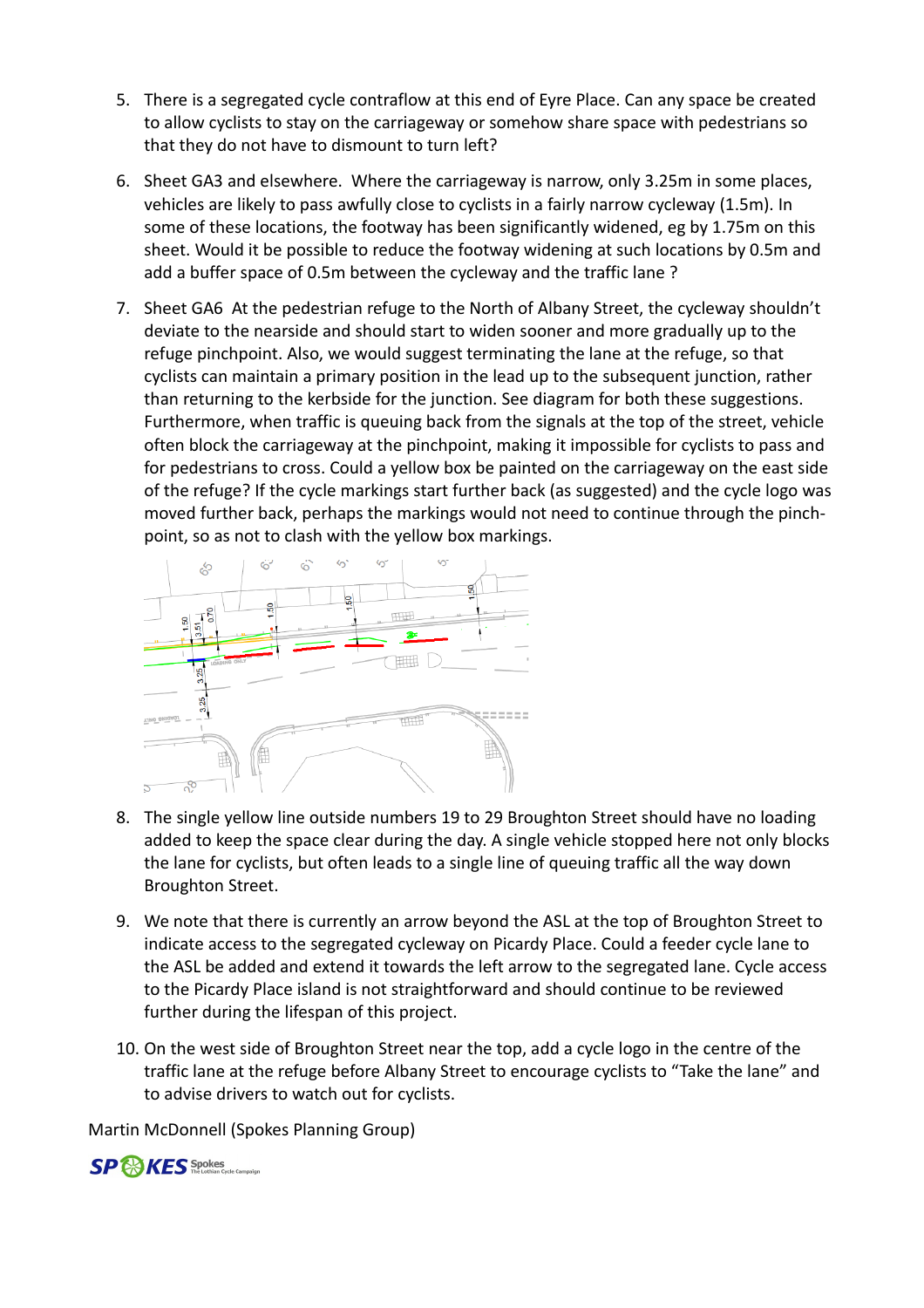5. There is a segregated cycle contraflow at this end of Eyre Place. Can any space be created to allow cyclists to stay on the carriageway or somehow share space with pedestrians so that they do not have to dismount to turn left?

6. Sheet GA3 and elsewhere. Where the carriageway is narrow, only 3.25m in some places, vehicles are likely to pass awfully close to cyclists in a fairly narrow cycleway (1.5m). In some of these locations, the footway has been significantly widened, eg by 1.75m on this sheet. Would it be possible to reduce the footway widening at such locations by 0.5m and add a buffer space of 0.5m between the cycleway and the traffic lane ?

7. Sheet GA6 At the pedestrian refuge to the North of Albany Street, the cycleway shouldn't deviate to the nearside and should start to widen sooner and more gradually up to the refuge pinchpoint. Also, we would suggest terminating the lane at the refuge, so that cyclists can maintain a primary position in the lead up to the subsequent junction, rather than returning to the kerbside for the junction. See diagram for both these suggestions. Furthermore, when traffic is queuing back from the signals at the top of the street, vehicle often block the carriageway at the pinchpoint, making it impossible for cyclists to pass and for pedestrians to cross. Could a yellow box be painted on the carriageway on the east side of the refuge? If the cycle markings start further back (as suggested) and the cycle logo was moved further back, perhaps the markings would not need to continue through the pinch-point, so as not to clash with the yellow box markings.

8. The single yellow line outside numbers 19 to 29 Broughton Street should have no loading added to keep the space clear during the day. A single vehicle stopped here not only blocks the lane for cyclists, but often leads to a single line of queuing traffic all the way down Broughton Street.

9. We note that there is currently an arrow beyond the ASL at the top of Broughton Street to indicate access to the segregated cycleway on Picardy Place. Could a feeder cycle lane to the ASL be added and extend it towards the left arrow to the segregated lane. Cycle access to the Picardy Place island is not straightforward and should continue to be reviewed further during the lifespan of this project.

10. On the west side of Broughton Street near the top, add a cycle logo in the centre of the traffic lane at the refuge before Albany Street to encourage cyclists to "Take the lane" and to advise drivers to watch out for cyclists.

Martin McDonnell (Spokes Planning Group)

SPOKES Spokes The Lothian Cycle Campaign